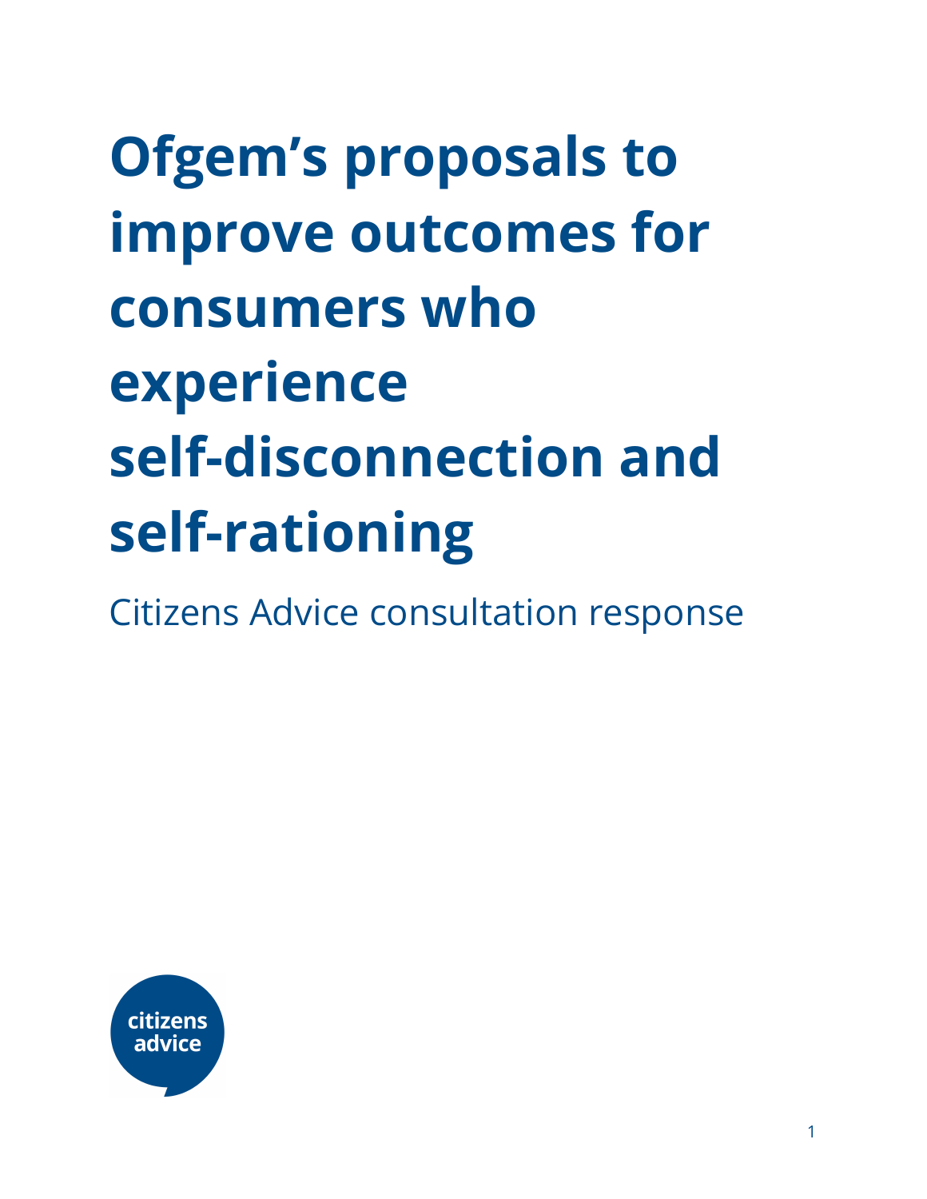# Ofgem's proposals to improve outcomes for consumers who experience self-disconnection and self-rationing

Citizens Advice consultation response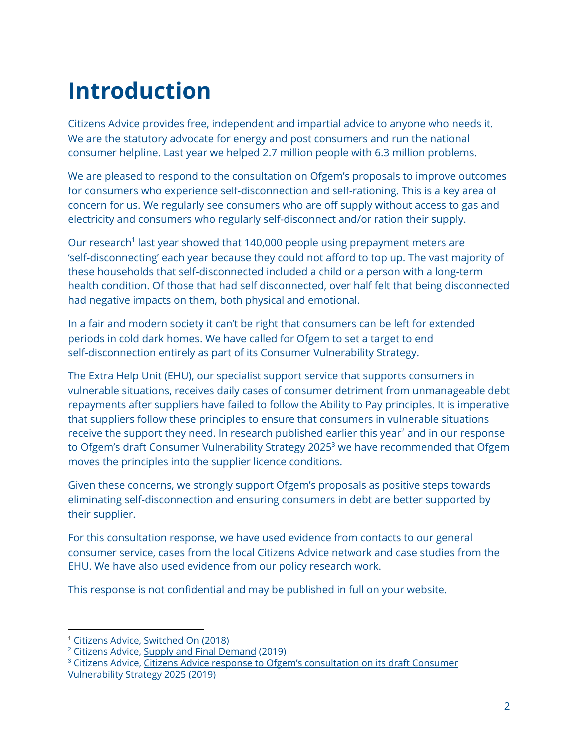# Introduction

Citizens Advice provides free, independent and impartial advice to anyone who needs it. We are the statutory advocate for energy and post consumers and run the national consumer helpline. Last year we helped 2.7 million people with 6.3 million problems.

We are pleased to respond to the consultation on Ofgem's proposals to improve outcomes for consumers who experience self-disconnection and self-rationing. This is a key area of concern for us. We regularly see consumers who are off supply without access to gas and electricity and consumers who regularly self-disconnect and/or ration their supply.

Our research[1] last year showed that 140,000 people using prepayment meters are 'self-disconnecting' each year because they could not afford to top up. The vast majority of these households that self-disconnected included a child or a person with a long-term health condition. Of those that had self disconnected, over half felt that being disconnected had negative impacts on them, both physical and emotional.

In a fair and modern society it can't be right that consumers can be left for extended periods in cold dark homes. We have called for Ofgem to set a target to end self-disconnection entirely as part of its Consumer Vulnerability Strategy.

The Extra Help Unit (EHU), our specialist support service that supports consumers in vulnerable situations, receives daily cases of consumer detriment from unmanageable debt repayments after suppliers have failed to follow the Ability to Pay principles. It is imperative that suppliers follow these principles to ensure that consumers in vulnerable situations receive the support they need. In research published earlier this year[2] and in our response to Ofgem's draft Consumer Vulnerability Strategy 2025[3] we have recommended that Ofgem moves the principles into the supplier licence conditions.

Given these concerns, we strongly support Ofgem's proposals as positive steps towards eliminating self-disconnection and ensuring consumers in debt are better supported by their supplier.

For this consultation response, we have used evidence from contacts to our general consumer service, cases from the local Citizens Advice network and case studies from the EHU. We have also used evidence from our policy research work.

This response is not confidential and may be published in full on your website.

---

[1] Citizens Advice, Switched On (2018)

[2] Citizens Advice, Supply and Final Demand (2019)

[3] Citizens Advice, Citizens Advice response to Ofgem's consultation on its draft Consumer Vulnerability Strategy 2025 (2019)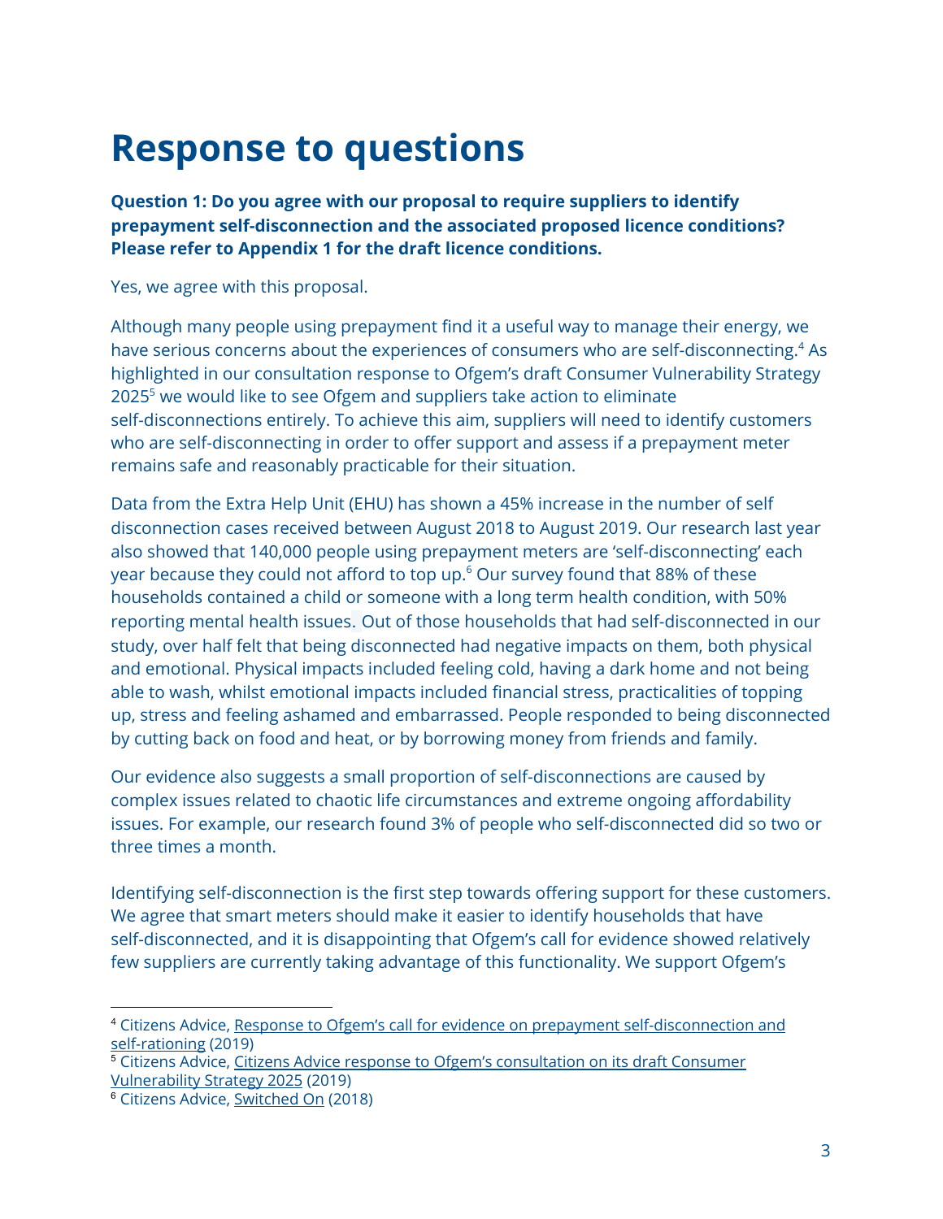# Response to questions

**Question 1: Do you agree with our proposal to require suppliers to identify prepayment self-disconnection and the associated proposed licence conditions? Please refer to Appendix 1 for the draft licence conditions.**

Yes, we agree with this proposal.

Although many people using prepayment find it a useful way to manage their energy, we have serious concerns about the experiences of consumers who are self-disconnecting.[4] As highlighted in our consultation response to Ofgem's draft Consumer Vulnerability Strategy 2025[5] we would like to see Ofgem and suppliers take action to eliminate self-disconnections entirely. To achieve this aim, suppliers will need to identify customers who are self-disconnecting in order to offer support and assess if a prepayment meter remains safe and reasonably practicable for their situation.

Data from the Extra Help Unit (EHU) has shown a 45% increase in the number of self disconnection cases received between August 2018 to August 2019. Our research last year also showed that 140,000 people using prepayment meters are 'self-disconnecting' each year because they could not afford to top up.[6] Our survey found that 88% of these households contained a child or someone with a long term health condition, with 50% reporting mental health issues. Out of those households that had self-disconnected in our study, over half felt that being disconnected had negative impacts on them, both physical and emotional. Physical impacts included feeling cold, having a dark home and not being able to wash, whilst emotional impacts included financial stress, practicalities of topping up, stress and feeling ashamed and embarrassed. People responded to being disconnected by cutting back on food and heat, or by borrowing money from friends and family.

Our evidence also suggests a small proportion of self-disconnections are caused by complex issues related to chaotic life circumstances and extreme ongoing affordability issues. For example, our research found 3% of people who self-disconnected did so two or three times a month.

Identifying self-disconnection is the first step towards offering support for these customers. We agree that smart meters should make it easier to identify households that have self-disconnected, and it is disappointing that Ofgem's call for evidence showed relatively few suppliers are currently taking advantage of this functionality. We support Ofgem's

---

[4] Citizens Advice, Response to Ofgem's call for evidence on prepayment self-disconnection and self-rationing (2019)

[5] Citizens Advice, Citizens Advice response to Ofgem's consultation on its draft Consumer Vulnerability Strategy 2025 (2019)

[6] Citizens Advice, Switched On (2018)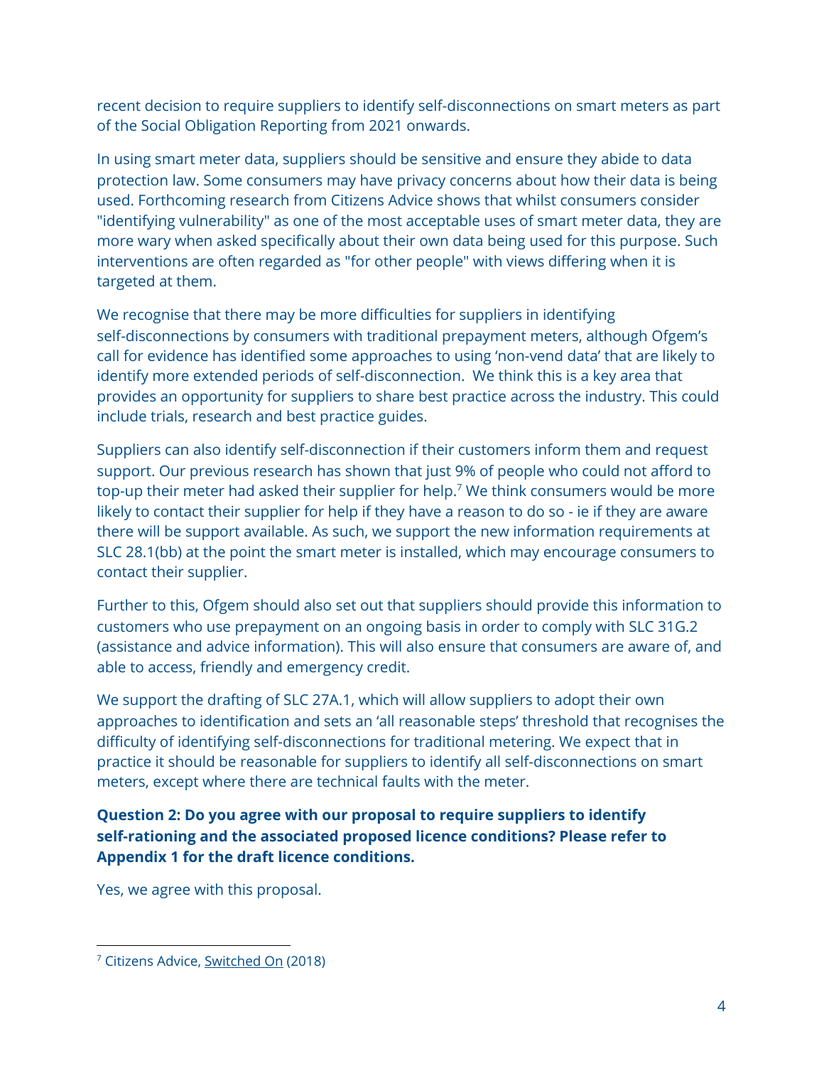recent decision to require suppliers to identify self-disconnections on smart meters as part of the Social Obligation Reporting from 2021 onwards.

In using smart meter data, suppliers should be sensitive and ensure they abide to data protection law. Some consumers may have privacy concerns about how their data is being used. Forthcoming research from Citizens Advice shows that whilst consumers consider "identifying vulnerability" as one of the most acceptable uses of smart meter data, they are more wary when asked specifically about their own data being used for this purpose. Such interventions are often regarded as "for other people" with views differing when it is targeted at them.

We recognise that there may be more difficulties for suppliers in identifying self-disconnections by consumers with traditional prepayment meters, although Ofgem's call for evidence has identified some approaches to using 'non-vend data' that are likely to identify more extended periods of self-disconnection. We think this is a key area that provides an opportunity for suppliers to share best practice across the industry. This could include trials, research and best practice guides.

Suppliers can also identify self-disconnection if their customers inform them and request support. Our previous research has shown that just 9% of people who could not afford to top-up their meter had asked their supplier for help.[7] We think consumers would be more likely to contact their supplier for help if they have a reason to do so - ie if they are aware there will be support available. As such, we support the new information requirements at SLC 28.1(bb) at the point the smart meter is installed, which may encourage consumers to contact their supplier.

Further to this, Ofgem should also set out that suppliers should provide this information to customers who use prepayment on an ongoing basis in order to comply with SLC 31G.2 (assistance and advice information). This will also ensure that consumers are aware of, and able to access, friendly and emergency credit.

We support the drafting of SLC 27A.1, which will allow suppliers to adopt their own approaches to identification and sets an 'all reasonable steps' threshold that recognises the difficulty of identifying self-disconnections for traditional metering. We expect that in practice it should be reasonable for suppliers to identify all self-disconnections on smart meters, except where there are technical faults with the meter.

**Question 2: Do you agree with our proposal to require suppliers to identify self-rationing and the associated proposed licence conditions? Please refer to Appendix 1 for the draft licence conditions.**

Yes, we agree with this proposal.

[7] Citizens Advice, Switched On (2018)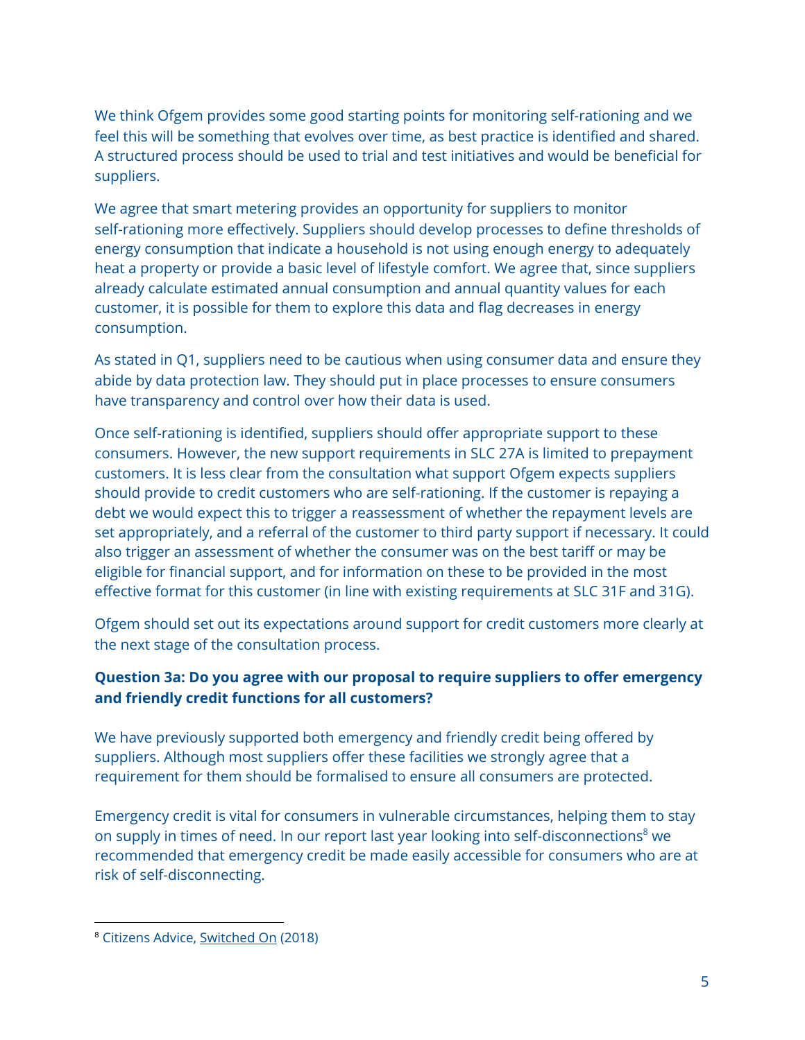We think Ofgem provides some good starting points for monitoring self-rationing and we feel this will be something that evolves over time, as best practice is identified and shared. A structured process should be used to trial and test initiatives and would be beneficial for suppliers.

We agree that smart metering provides an opportunity for suppliers to monitor self-rationing more effectively. Suppliers should develop processes to define thresholds of energy consumption that indicate a household is not using enough energy to adequately heat a property or provide a basic level of lifestyle comfort. We agree that, since suppliers already calculate estimated annual consumption and annual quantity values for each customer, it is possible for them to explore this data and flag decreases in energy consumption.

As stated in Q1, suppliers need to be cautious when using consumer data and ensure they abide by data protection law. They should put in place processes to ensure consumers have transparency and control over how their data is used.

Once self-rationing is identified, suppliers should offer appropriate support to these consumers. However, the new support requirements in SLC 27A is limited to prepayment customers. It is less clear from the consultation what support Ofgem expects suppliers should provide to credit customers who are self-rationing. If the customer is repaying a debt we would expect this to trigger a reassessment of whether the repayment levels are set appropriately, and a referral of the customer to third party support if necessary. It could also trigger an assessment of whether the consumer was on the best tariff or may be eligible for financial support, and for information on these to be provided in the most effective format for this customer (in line with existing requirements at SLC 31F and 31G).

Ofgem should set out its expectations around support for credit customers more clearly at the next stage of the consultation process.

**Question 3a: Do you agree with our proposal to require suppliers to offer emergency and friendly credit functions for all customers?**

We have previously supported both emergency and friendly credit being offered by suppliers. Although most suppliers offer these facilities we strongly agree that a requirement for them should be formalised to ensure all consumers are protected.

Emergency credit is vital for consumers in vulnerable circumstances, helping them to stay on supply in times of need. In our report last year looking into self-disconnections[8] we recommended that emergency credit be made easily accessible for consumers who are at risk of self-disconnecting.

[8] Citizens Advice, Switched On (2018)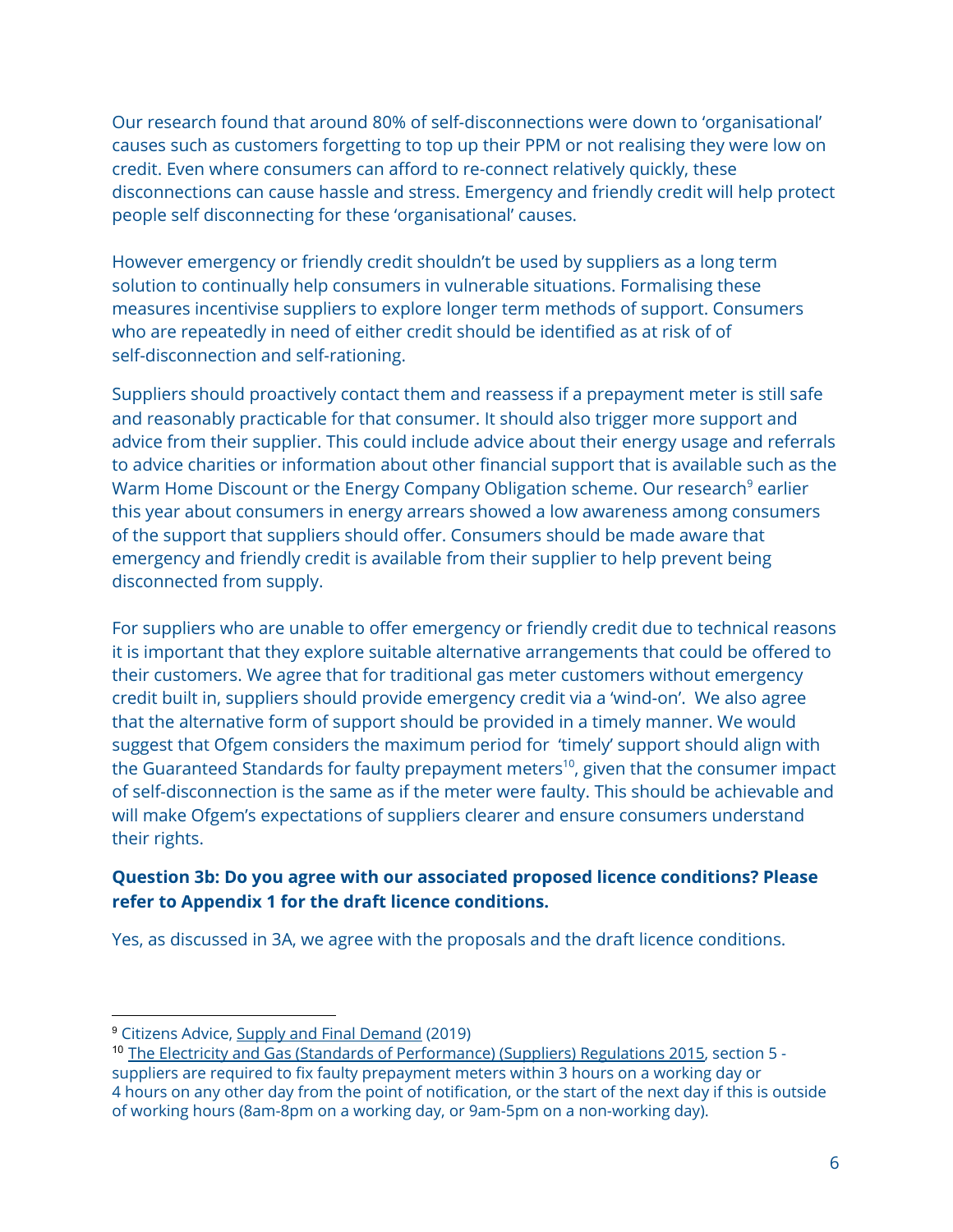Our research found that around 80% of self-disconnections were down to 'organisational' causes such as customers forgetting to top up their PPM or not realising they were low on credit. Even where consumers can afford to re-connect relatively quickly, these disconnections can cause hassle and stress. Emergency and friendly credit will help protect people self disconnecting for these 'organisational' causes.

However emergency or friendly credit shouldn't be used by suppliers as a long term solution to continually help consumers in vulnerable situations. Formalising these measures incentivise suppliers to explore longer term methods of support. Consumers who are repeatedly in need of either credit should be identified as at risk of of self-disconnection and self-rationing.

Suppliers should proactively contact them and reassess if a prepayment meter is still safe and reasonably practicable for that consumer. It should also trigger more support and advice from their supplier. This could include advice about their energy usage and referrals to advice charities or information about other financial support that is available such as the Warm Home Discount or the Energy Company Obligation scheme. Our research[9] earlier this year about consumers in energy arrears showed a low awareness among consumers of the support that suppliers should offer. Consumers should be made aware that emergency and friendly credit is available from their supplier to help prevent being disconnected from supply.

For suppliers who are unable to offer emergency or friendly credit due to technical reasons it is important that they explore suitable alternative arrangements that could be offered to their customers. We agree that for traditional gas meter customers without emergency credit built in, suppliers should provide emergency credit via a 'wind-on'. We also agree that the alternative form of support should be provided in a timely manner. We would suggest that Ofgem considers the maximum period for 'timely' support should align with the Guaranteed Standards for faulty prepayment meters[10], given that the consumer impact of self-disconnection is the same as if the meter were faulty. This should be achievable and will make Ofgem's expectations of suppliers clearer and ensure consumers understand their rights.

**Question 3b: Do you agree with our associated proposed licence conditions? Please refer to Appendix 1 for the draft licence conditions.**

Yes, as discussed in 3A, we agree with the proposals and the draft licence conditions.

---

[9] Citizens Advice, Supply and Final Demand (2019)

[10] The Electricity and Gas (Standards of Performance) (Suppliers) Regulations 2015, section 5 - suppliers are required to fix faulty prepayment meters within 3 hours on a working day or 4 hours on any other day from the point of notification, or the start of the next day if this is outside of working hours (8am-8pm on a working day, or 9am-5pm on a non-working day).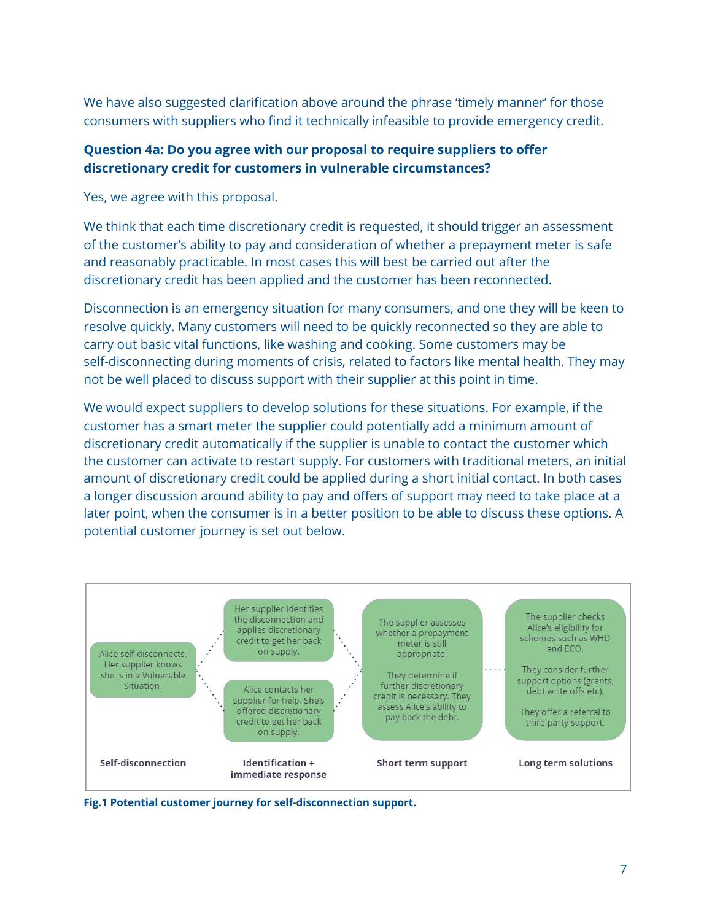We have also suggested clarification above around the phrase 'timely manner' for those consumers with suppliers who find it technically infeasible to provide emergency credit.

**Question 4a: Do you agree with our proposal to require suppliers to offer discretionary credit for customers in vulnerable circumstances?**

Yes, we agree with this proposal.

We think that each time discretionary credit is requested, it should trigger an assessment of the customer's ability to pay and consideration of whether a prepayment meter is safe and reasonably practicable. In most cases this will best be carried out after the discretionary credit has been applied and the customer has been reconnected.

Disconnection is an emergency situation for many consumers, and one they will be keen to resolve quickly. Many customers will need to be quickly reconnected so they are able to carry out basic vital functions, like washing and cooking. Some customers may be self-disconnecting during moments of crisis, related to factors like mental health. They may not be well placed to discuss support with their supplier at this point in time.

We would expect suppliers to develop solutions for these situations. For example, if the customer has a smart meter the supplier could potentially add a minimum amount of discretionary credit automatically if the supplier is unable to contact the customer which the customer can activate to restart supply. For customers with traditional meters, an initial amount of discretionary credit could be applied during a short initial contact. In both cases a longer discussion around ability to pay and offers of support may need to take place at a later point, when the consumer is in a better position to be able to discuss these options. A potential customer journey is set out below.

| Self-disconnection | Identification + immediate response | Short term support | Long term solutions |
| --- | --- | --- | --- |
| Alice self-disconnects. Her supplier knows she is in a Vulnerable Situation. | Her supplier identifies the disconnection and applies discretionary credit to get her back on supply. | The supplier assesses whether a prepayment meter is still appropriate. They determine if further discretionary credit is necessary. They assess Alice's ability to pay back the debt. | The supplier checks Alice's eligibility for schemes such as WHD and ECO. They consider further support options (grants, debt write offs etc). They offer a referral to third party support. |
| | Alice contacts her supplier for help. She's offered discretionary credit to get her back on supply. | | |

**Fig.1 Potential customer journey for self-disconnection support.**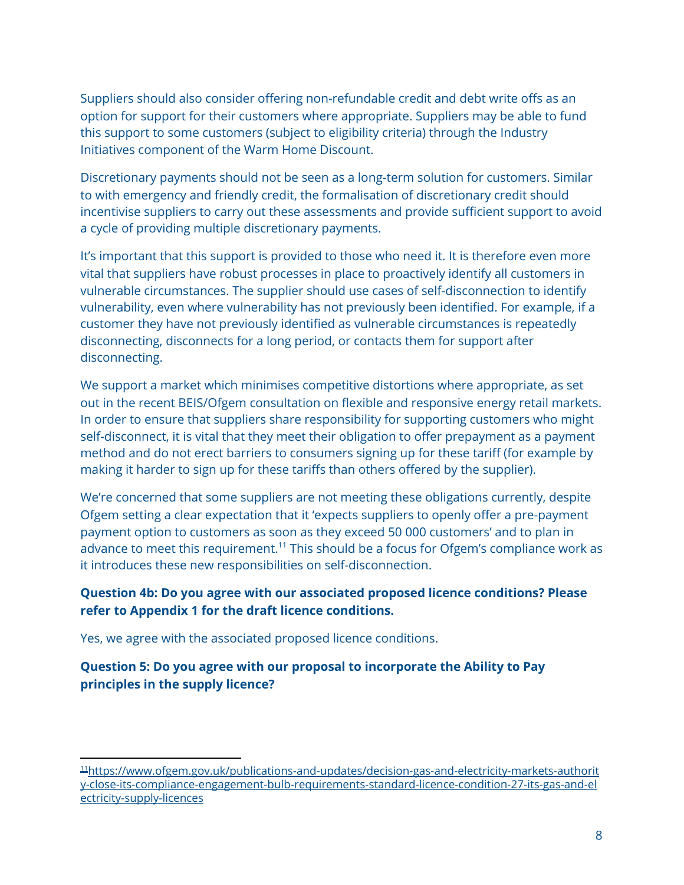Suppliers should also consider offering non-refundable credit and debt write offs as an option for support for their customers where appropriate. Suppliers may be able to fund this support to some customers (subject to eligibility criteria) through the Industry Initiatives component of the Warm Home Discount.

Discretionary payments should not be seen as a long-term solution for customers. Similar to with emergency and friendly credit, the formalisation of discretionary credit should incentivise suppliers to carry out these assessments and provide sufficient support to avoid a cycle of providing multiple discretionary payments.

It's important that this support is provided to those who need it. It is therefore even more vital that suppliers have robust processes in place to proactively identify all customers in vulnerable circumstances. The supplier should use cases of self-disconnection to identify vulnerability, even where vulnerability has not previously been identified. For example, if a customer they have not previously identified as vulnerable circumstances is repeatedly disconnecting, disconnects for a long period, or contacts them for support after disconnecting.

We support a market which minimises competitive distortions where appropriate, as set out in the recent BEIS/Ofgem consultation on flexible and responsive energy retail markets. In order to ensure that suppliers share responsibility for supporting customers who might self-disconnect, it is vital that they meet their obligation to offer prepayment as a payment method and do not erect barriers to consumers signing up for these tariff (for example by making it harder to sign up for these tariffs than others offered by the supplier).

We're concerned that some suppliers are not meeting these obligations currently, despite Ofgem setting a clear expectation that it 'expects suppliers to openly offer a pre-payment payment option to customers as soon as they exceed 50 000 customers' and to plan in advance to meet this requirement.[11] This should be a focus for Ofgem's compliance work as it introduces these new responsibilities on self-disconnection.

**Question 4b: Do you agree with our associated proposed licence conditions? Please refer to Appendix 1 for the draft licence conditions.**

Yes, we agree with the associated proposed licence conditions.

**Question 5: Do you agree with our proposal to incorporate the Ability to Pay principles in the supply licence?**

[11] https://www.ofgem.gov.uk/publications-and-updates/decision-gas-and-electricity-markets-authority-close-its-compliance-engagement-bulb-requirements-standard-licence-condition-27-its-gas-and-electricity-supply-licences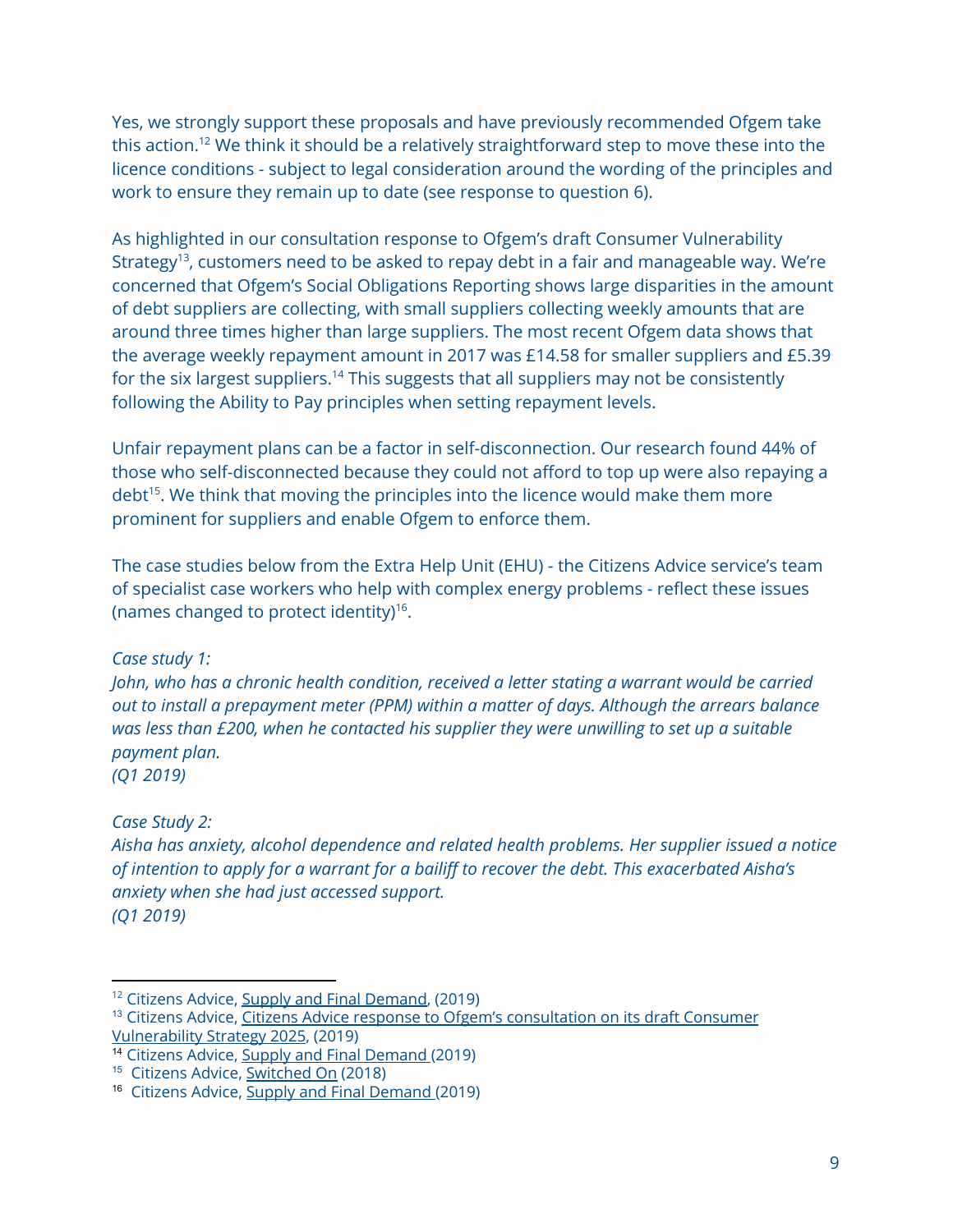Yes, we strongly support these proposals and have previously recommended Ofgem take this action.[12] We think it should be a relatively straightforward step to move these into the licence conditions - subject to legal consideration around the wording of the principles and work to ensure they remain up to date (see response to question 6).

As highlighted in our consultation response to Ofgem's draft Consumer Vulnerability Strategy[13], customers need to be asked to repay debt in a fair and manageable way. We're concerned that Ofgem's Social Obligations Reporting shows large disparities in the amount of debt suppliers are collecting, with small suppliers collecting weekly amounts that are around three times higher than large suppliers. The most recent Ofgem data shows that the average weekly repayment amount in 2017 was £14.58 for smaller suppliers and £5.39 for the six largest suppliers.[14] This suggests that all suppliers may not be consistently following the Ability to Pay principles when setting repayment levels.

Unfair repayment plans can be a factor in self-disconnection. Our research found 44% of those who self-disconnected because they could not afford to top up were also repaying a debt[15]. We think that moving the principles into the licence would make them more prominent for suppliers and enable Ofgem to enforce them.

The case studies below from the Extra Help Unit (EHU) - the Citizens Advice service's team of specialist case workers who help with complex energy problems - reflect these issues (names changed to protect identity)[16].

*Case study 1:*
*John, who has a chronic health condition, received a letter stating a warrant would be carried out to install a prepayment meter (PPM) within a matter of days. Although the arrears balance was less than £200, when he contacted his supplier they were unwilling to set up a suitable payment plan.*
*(Q1 2019)*

*Case Study 2:*
*Aisha has anxiety, alcohol dependence and related health problems. Her supplier issued a notice of intention to apply for a warrant for a bailiff to recover the debt. This exacerbated Aisha's anxiety when she had just accessed support.*
*(Q1 2019)*

---

[12] Citizens Advice, Supply and Final Demand, (2019)
[13] Citizens Advice, Citizens Advice response to Ofgem's consultation on its draft Consumer Vulnerability Strategy 2025, (2019)
[14] Citizens Advice, Supply and Final Demand (2019)
[15] Citizens Advice, Switched On (2018)
[16] Citizens Advice, Supply and Final Demand (2019)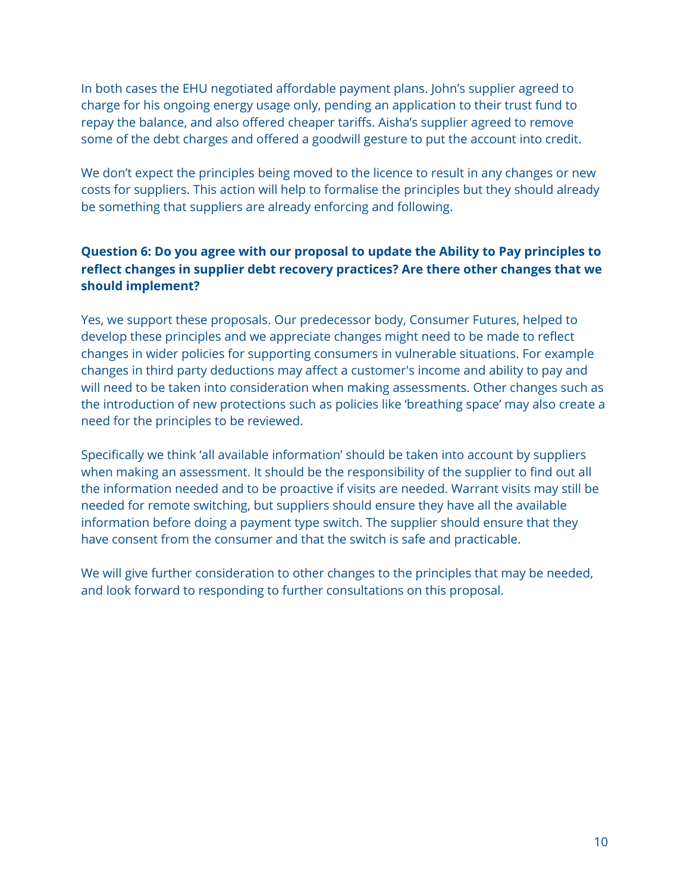In both cases the EHU negotiated affordable payment plans. John's supplier agreed to charge for his ongoing energy usage only, pending an application to their trust fund to repay the balance, and also offered cheaper tariffs. Aisha's supplier agreed to remove some of the debt charges and offered a goodwill gesture to put the account into credit.

We don't expect the principles being moved to the licence to result in any changes or new costs for suppliers. This action will help to formalise the principles but they should already be something that suppliers are already enforcing and following.

**Question 6: Do you agree with our proposal to update the Ability to Pay principles to reflect changes in supplier debt recovery practices? Are there other changes that we should implement?**

Yes, we support these proposals. Our predecessor body, Consumer Futures, helped to develop these principles and we appreciate changes might need to be made to reflect changes in wider policies for supporting consumers in vulnerable situations. For example changes in third party deductions may affect a customer's income and ability to pay and will need to be taken into consideration when making assessments. Other changes such as the introduction of new protections such as policies like 'breathing space' may also create a need for the principles to be reviewed.

Specifically we think 'all available information' should be taken into account by suppliers when making an assessment. It should be the responsibility of the supplier to find out all the information needed and to be proactive if visits are needed. Warrant visits may still be needed for remote switching, but suppliers should ensure they have all the available information before doing a payment type switch. The supplier should ensure that they have consent from the consumer and that the switch is safe and practicable.

We will give further consideration to other changes to the principles that may be needed, and look forward to responding to further consultations on this proposal.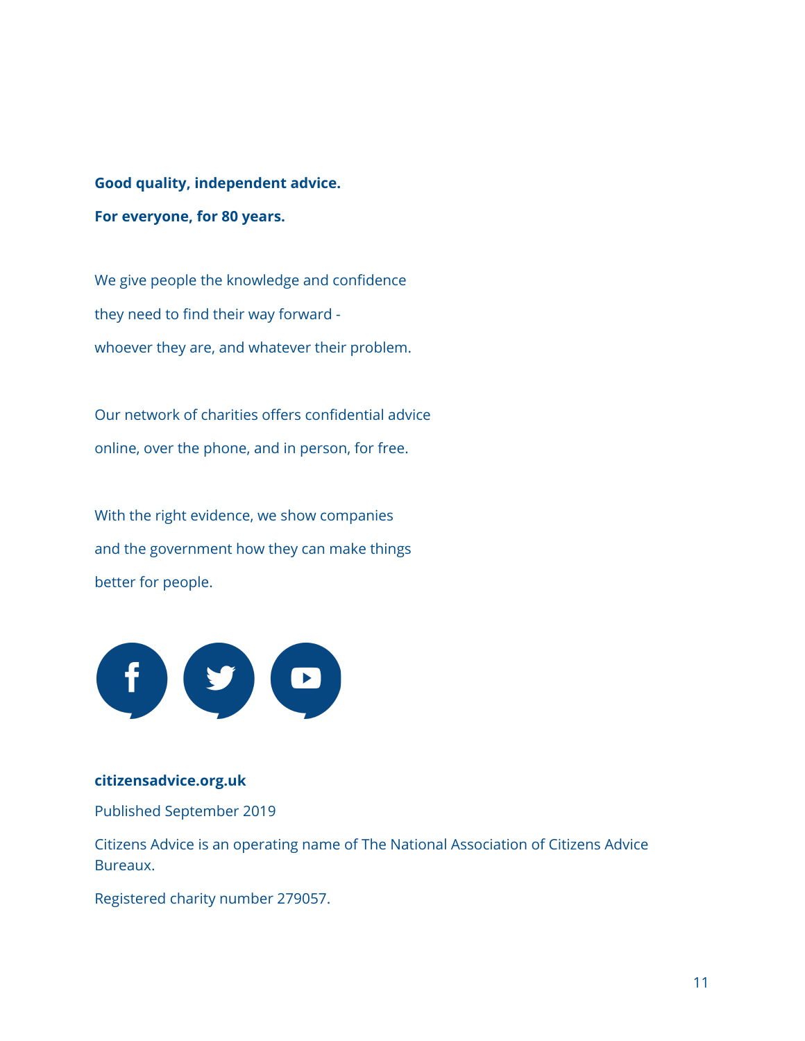**Good quality, independent advice.**

**For everyone, for 80 years.**

We give people the knowledge and confidence
they need to find their way forward -
whoever they are, and whatever their problem.

Our network of charities offers confidential advice
online, over the phone, and in person, for free.

With the right evidence, we show companies
and the government how they can make things
better for people.

**citizensadvice.org.uk**

Published September 2019

Citizens Advice is an operating name of The National Association of Citizens Advice Bureaux.

Registered charity number 279057.